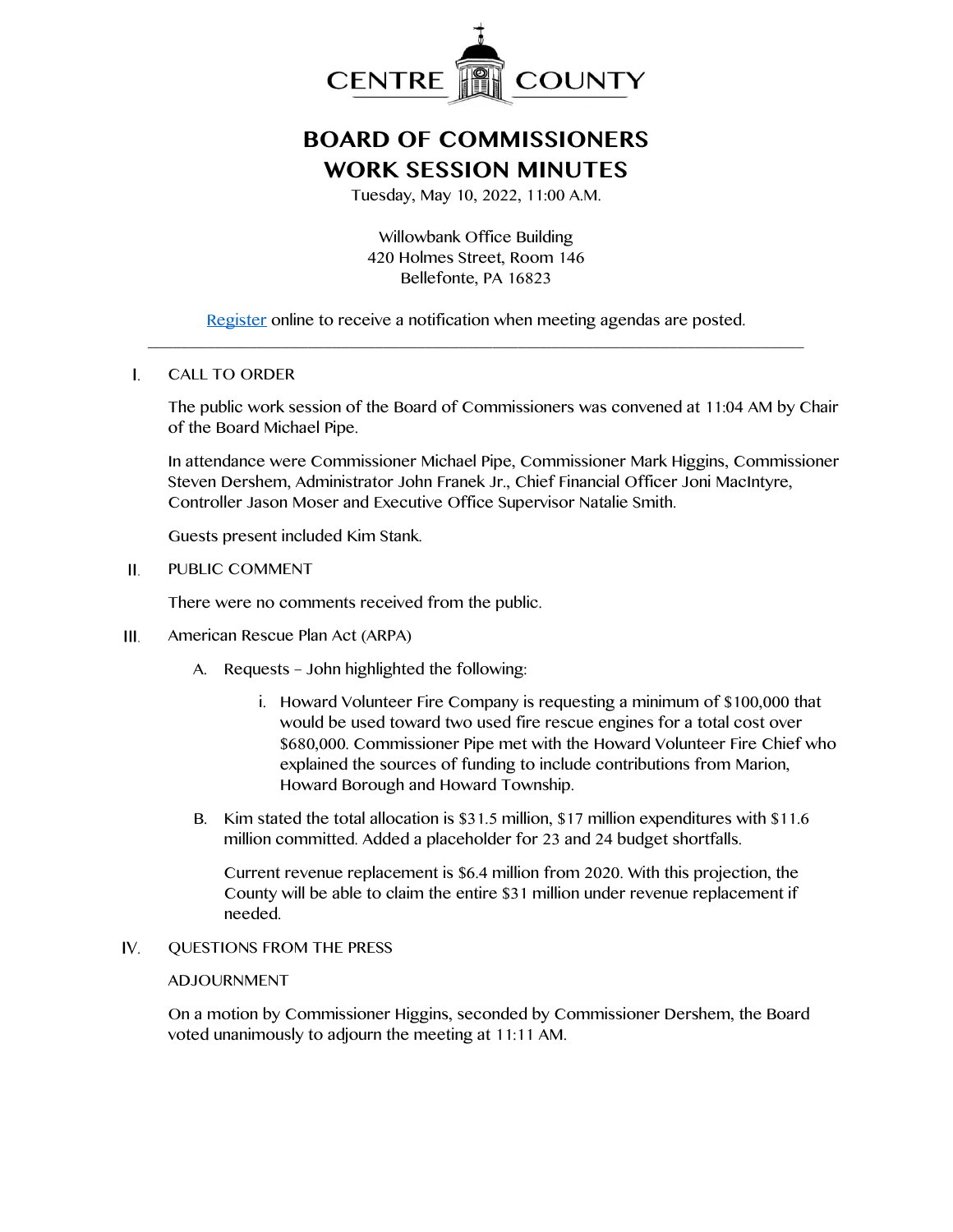CENTRE COUNTY

# BOARD OF COMMISSIONERS
# WORK SESSION MINUTES

Tuesday, May 10, 2022, 11:00 A.M.

Willowbank Office Building
420 Holmes Street, Room 146
Bellefonte, PA 16823

Register online to receive a notification when meeting agendas are posted.

---

I. CALL TO ORDER

The public work session of the Board of Commissioners was convened at 11:04 AM by Chair of the Board Michael Pipe.

In attendance were Commissioner Michael Pipe, Commissioner Mark Higgins, Commissioner Steven Dershem, Administrator John Franek Jr., Chief Financial Officer Joni MacIntyre, Controller Jason Moser and Executive Office Supervisor Natalie Smith.

Guests present included Kim Stank.

II. PUBLIC COMMENT

There were no comments received from the public.

III. American Rescue Plan Act (ARPA)

A. Requests – John highlighted the following:

i. Howard Volunteer Fire Company is requesting a minimum of $100,000 that would be used toward two used fire rescue engines for a total cost over $680,000. Commissioner Pipe met with the Howard Volunteer Fire Chief who explained the sources of funding to include contributions from Marion, Howard Borough and Howard Township.

B. Kim stated the total allocation is $31.5 million, $17 million expenditures with $11.6 million committed. Added a placeholder for 23 and 24 budget shortfalls.

Current revenue replacement is $6.4 million from 2020. With this projection, the County will be able to claim the entire $31 million under revenue replacement if needed.

IV. QUESTIONS FROM THE PRESS

ADJOURNMENT

On a motion by Commissioner Higgins, seconded by Commissioner Dershem, the Board voted unanimously to adjourn the meeting at 11:11 AM.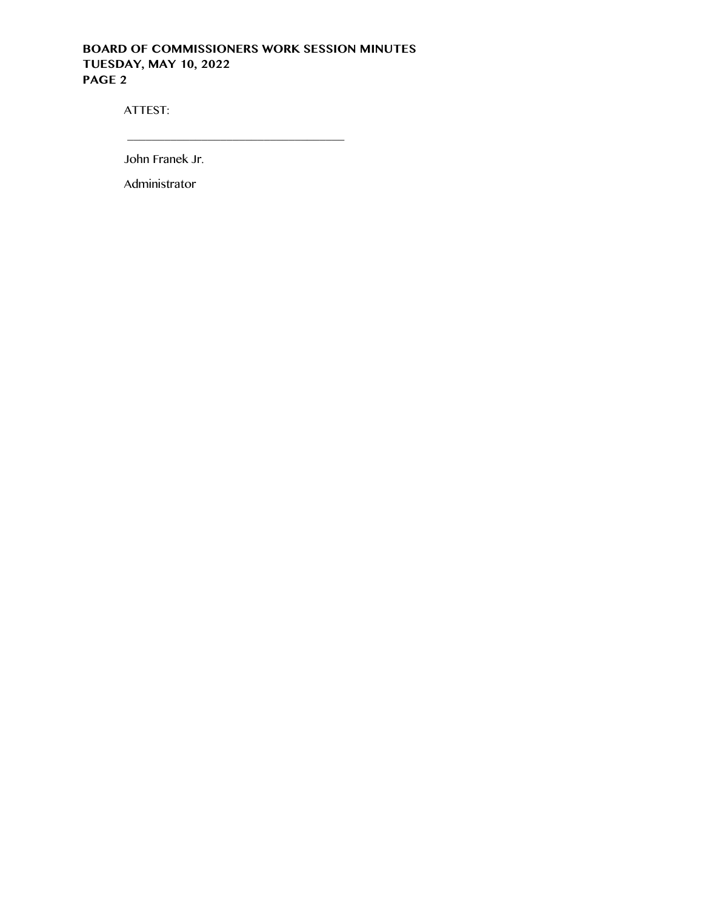ATTEST:

\_\_\_\_\_\_\_\_\_\_\_\_\_\_\_\_\_\_\_\_\_\_\_\_\_\_\_\_\_\_\_\_\_\_\_\_

John Franek Jr.

Administrator